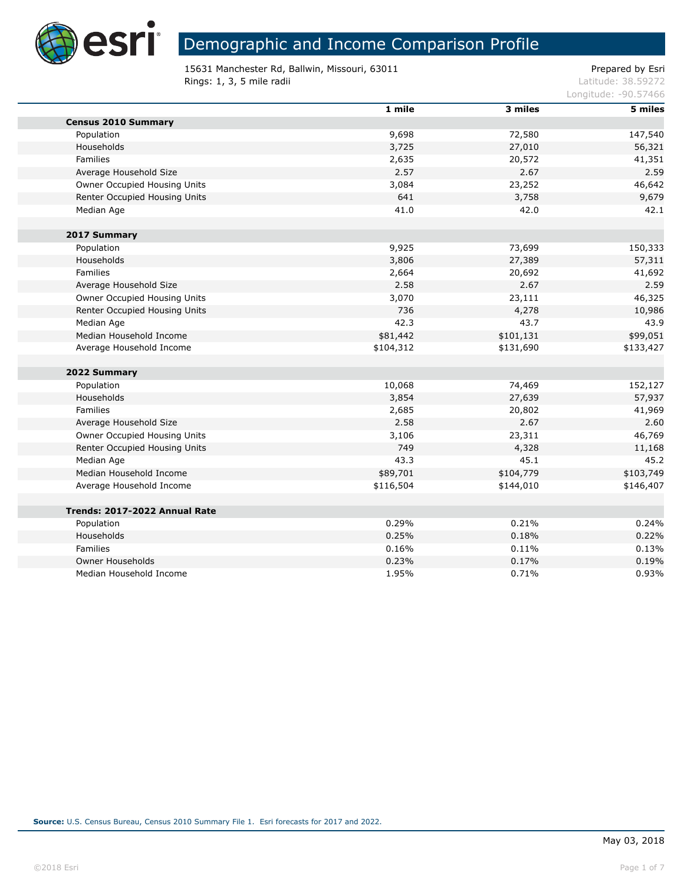# Demographic and Income Comparison Profile

15631 Manchester Rd, Ballwin, Missouri, 63011
Rings: 1, 3, 5 mile radii

Prepared by Esri
Latitude: 38.59272
Longitude: -90.57466

| | 1 mile | 3 miles | 5 miles |
|---|---|---|---|
| **Census 2010 Summary** | | | |
| Population | 9,698 | 72,580 | 147,540 |
| Households | 3,725 | 27,010 | 56,321 |
| Families | 2,635 | 20,572 | 41,351 |
| Average Household Size | 2.57 | 2.67 | 2.59 |
| Owner Occupied Housing Units | 3,084 | 23,252 | 46,642 |
| Renter Occupied Housing Units | 641 | 3,758 | 9,679 |
| Median Age | 41.0 | 42.0 | 42.1 |
| **2017 Summary** | | | |
| Population | 9,925 | 73,699 | 150,333 |
| Households | 3,806 | 27,389 | 57,311 |
| Families | 2,664 | 20,692 | 41,692 |
| Average Household Size | 2.58 | 2.67 | 2.59 |
| Owner Occupied Housing Units | 3,070 | 23,111 | 46,325 |
| Renter Occupied Housing Units | 736 | 4,278 | 10,986 |
| Median Age | 42.3 | 43.7 | 43.9 |
| Median Household Income | $81,442 | $101,131 | $99,051 |
| Average Household Income | $104,312 | $131,690 | $133,427 |
| **2022 Summary** | | | |
| Population | 10,068 | 74,469 | 152,127 |
| Households | 3,854 | 27,639 | 57,937 |
| Families | 2,685 | 20,802 | 41,969 |
| Average Household Size | 2.58 | 2.67 | 2.60 |
| Owner Occupied Housing Units | 3,106 | 23,311 | 46,769 |
| Renter Occupied Housing Units | 749 | 4,328 | 11,168 |
| Median Age | 43.3 | 45.1 | 45.2 |
| Median Household Income | $89,701 | $104,779 | $103,749 |
| Average Household Income | $116,504 | $144,010 | $146,407 |
| **Trends: 2017-2022 Annual Rate** | | | |
| Population | 0.29% | 0.21% | 0.24% |
| Households | 0.25% | 0.18% | 0.22% |
| Families | 0.16% | 0.11% | 0.13% |
| Owner Households | 0.23% | 0.17% | 0.19% |
| Median Household Income | 1.95% | 0.71% | 0.93% |

**Source:** U.S. Census Bureau, Census 2010 Summary File 1. Esri forecasts for 2017 and 2022.

May 03, 2018

©2018 Esri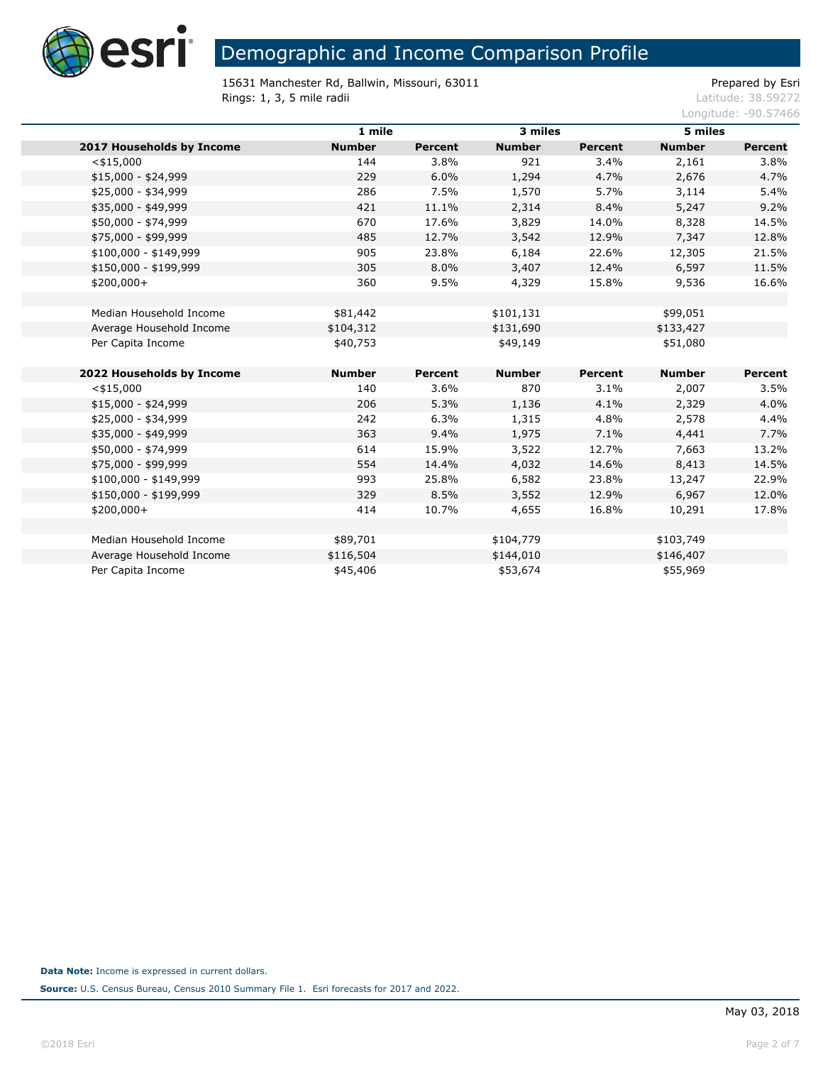# Demographic and Income Comparison Profile

15631 Manchester Rd, Ballwin, Missouri, 63011
Rings: 1, 3, 5 mile radii

Prepared by Esri
Latitude: 38.59272
Longitude: -90.57466

| | 1 mile | | 3 miles | | 5 miles | |
|---|---|---|---|---|---|---|
| **2017 Households by Income** | **Number** | **Percent** | **Number** | **Percent** | **Number** | **Percent** |
| <$15,000 | 144 | 3.8% | 921 | 3.4% | 2,161 | 3.8% |
| $15,000 - $24,999 | 229 | 6.0% | 1,294 | 4.7% | 2,676 | 4.7% |
| $25,000 - $34,999 | 286 | 7.5% | 1,570 | 5.7% | 3,114 | 5.4% |
| $35,000 - $49,999 | 421 | 11.1% | 2,314 | 8.4% | 5,247 | 9.2% |
| $50,000 - $74,999 | 670 | 17.6% | 3,829 | 14.0% | 8,328 | 14.5% |
| $75,000 - $99,999 | 485 | 12.7% | 3,542 | 12.9% | 7,347 | 12.8% |
| $100,000 - $149,999 | 905 | 23.8% | 6,184 | 22.6% | 12,305 | 21.5% |
| $150,000 - $199,999 | 305 | 8.0% | 3,407 | 12.4% | 6,597 | 11.5% |
| $200,000+ | 360 | 9.5% | 4,329 | 15.8% | 9,536 | 16.6% |
| | | | | | | |
| Median Household Income | $81,442 | | $101,131 | | $99,051 | |
| Average Household Income | $104,312 | | $131,690 | | $133,427 | |
| Per Capita Income | $40,753 | | $49,149 | | $51,080 | |
| | | | | | | |
| **2022 Households by Income** | **Number** | **Percent** | **Number** | **Percent** | **Number** | **Percent** |
| <$15,000 | 140 | 3.6% | 870 | 3.1% | 2,007 | 3.5% |
| $15,000 - $24,999 | 206 | 5.3% | 1,136 | 4.1% | 2,329 | 4.0% |
| $25,000 - $34,999 | 242 | 6.3% | 1,315 | 4.8% | 2,578 | 4.4% |
| $35,000 - $49,999 | 363 | 9.4% | 1,975 | 7.1% | 4,441 | 7.7% |
| $50,000 - $74,999 | 614 | 15.9% | 3,522 | 12.7% | 7,663 | 13.2% |
| $75,000 - $99,999 | 554 | 14.4% | 4,032 | 14.6% | 8,413 | 14.5% |
| $100,000 - $149,999 | 993 | 25.8% | 6,582 | 23.8% | 13,247 | 22.9% |
| $150,000 - $199,999 | 329 | 8.5% | 3,552 | 12.9% | 6,967 | 12.0% |
| $200,000+ | 414 | 10.7% | 4,655 | 16.8% | 10,291 | 17.8% |
| | | | | | | |
| Median Household Income | $89,701 | | $104,779 | | $103,749 | |
| Average Household Income | $116,504 | | $144,010 | | $146,407 | |
| Per Capita Income | $45,406 | | $53,674 | | $55,969 | |

**Data Note:** Income is expressed in current dollars.

**Source:** U.S. Census Bureau, Census 2010 Summary File 1. Esri forecasts for 2017 and 2022.

May 03, 2018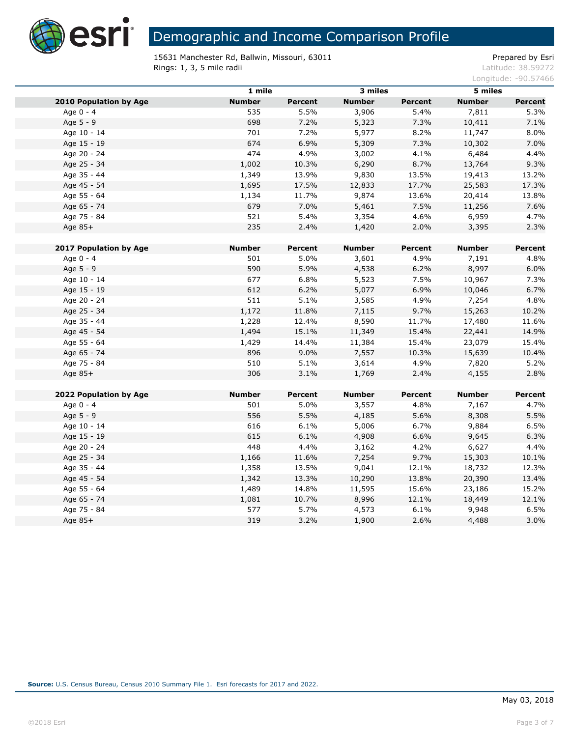# Demographic and Income Comparison Profile

15631 Manchester Rd, Ballwin, Missouri, 63011
Rings: 1, 3, 5 mile radii

Prepared by Esri
Latitude: 38.59272
Longitude: -90.57466

| | 1 mile | | 3 miles | | 5 miles | |
|---|---|---|---|---|---|---|
| **2010 Population by Age** | **Number** | **Percent** | **Number** | **Percent** | **Number** | **Percent** |
| Age 0 - 4 | 535 | 5.5% | 3,906 | 5.4% | 7,811 | 5.3% |
| Age 5 - 9 | 698 | 7.2% | 5,323 | 7.3% | 10,411 | 7.1% |
| Age 10 - 14 | 701 | 7.2% | 5,977 | 8.2% | 11,747 | 8.0% |
| Age 15 - 19 | 674 | 6.9% | 5,309 | 7.3% | 10,302 | 7.0% |
| Age 20 - 24 | 474 | 4.9% | 3,002 | 4.1% | 6,484 | 4.4% |
| Age 25 - 34 | 1,002 | 10.3% | 6,290 | 8.7% | 13,764 | 9.3% |
| Age 35 - 44 | 1,349 | 13.9% | 9,830 | 13.5% | 19,413 | 13.2% |
| Age 45 - 54 | 1,695 | 17.5% | 12,833 | 17.7% | 25,583 | 17.3% |
| Age 55 - 64 | 1,134 | 11.7% | 9,874 | 13.6% | 20,414 | 13.8% |
| Age 65 - 74 | 679 | 7.0% | 5,461 | 7.5% | 11,256 | 7.6% |
| Age 75 - 84 | 521 | 5.4% | 3,354 | 4.6% | 6,959 | 4.7% |
| Age 85+ | 235 | 2.4% | 1,420 | 2.0% | 3,395 | 2.3% |
| | | | | | | |
| **2017 Population by Age** | **Number** | **Percent** | **Number** | **Percent** | **Number** | **Percent** |
| Age 0 - 4 | 501 | 5.0% | 3,601 | 4.9% | 7,191 | 4.8% |
| Age 5 - 9 | 590 | 5.9% | 4,538 | 6.2% | 8,997 | 6.0% |
| Age 10 - 14 | 677 | 6.8% | 5,523 | 7.5% | 10,967 | 7.3% |
| Age 15 - 19 | 612 | 6.2% | 5,077 | 6.9% | 10,046 | 6.7% |
| Age 20 - 24 | 511 | 5.1% | 3,585 | 4.9% | 7,254 | 4.8% |
| Age 25 - 34 | 1,172 | 11.8% | 7,115 | 9.7% | 15,263 | 10.2% |
| Age 35 - 44 | 1,228 | 12.4% | 8,590 | 11.7% | 17,480 | 11.6% |
| Age 45 - 54 | 1,494 | 15.1% | 11,349 | 15.4% | 22,441 | 14.9% |
| Age 55 - 64 | 1,429 | 14.4% | 11,384 | 15.4% | 23,079 | 15.4% |
| Age 65 - 74 | 896 | 9.0% | 7,557 | 10.3% | 15,639 | 10.4% |
| Age 75 - 84 | 510 | 5.1% | 3,614 | 4.9% | 7,820 | 5.2% |
| Age 85+ | 306 | 3.1% | 1,769 | 2.4% | 4,155 | 2.8% |
| | | | | | | |
| **2022 Population by Age** | **Number** | **Percent** | **Number** | **Percent** | **Number** | **Percent** |
| Age 0 - 4 | 501 | 5.0% | 3,557 | 4.8% | 7,167 | 4.7% |
| Age 5 - 9 | 556 | 5.5% | 4,185 | 5.6% | 8,308 | 5.5% |
| Age 10 - 14 | 616 | 6.1% | 5,006 | 6.7% | 9,884 | 6.5% |
| Age 15 - 19 | 615 | 6.1% | 4,908 | 6.6% | 9,645 | 6.3% |
| Age 20 - 24 | 448 | 4.4% | 3,162 | 4.2% | 6,627 | 4.4% |
| Age 25 - 34 | 1,166 | 11.6% | 7,254 | 9.7% | 15,303 | 10.1% |
| Age 35 - 44 | 1,358 | 13.5% | 9,041 | 12.1% | 18,732 | 12.3% |
| Age 45 - 54 | 1,342 | 13.3% | 10,290 | 13.8% | 20,390 | 13.4% |
| Age 55 - 64 | 1,489 | 14.8% | 11,595 | 15.6% | 23,186 | 15.2% |
| Age 65 - 74 | 1,081 | 10.7% | 8,996 | 12.1% | 18,449 | 12.1% |
| Age 75 - 84 | 577 | 5.7% | 4,573 | 6.1% | 9,948 | 6.5% |
| Age 85+ | 319 | 3.2% | 1,900 | 2.6% | 4,488 | 3.0% |

**Source:** U.S. Census Bureau, Census 2010 Summary File 1. Esri forecasts for 2017 and 2022.

May 03, 2018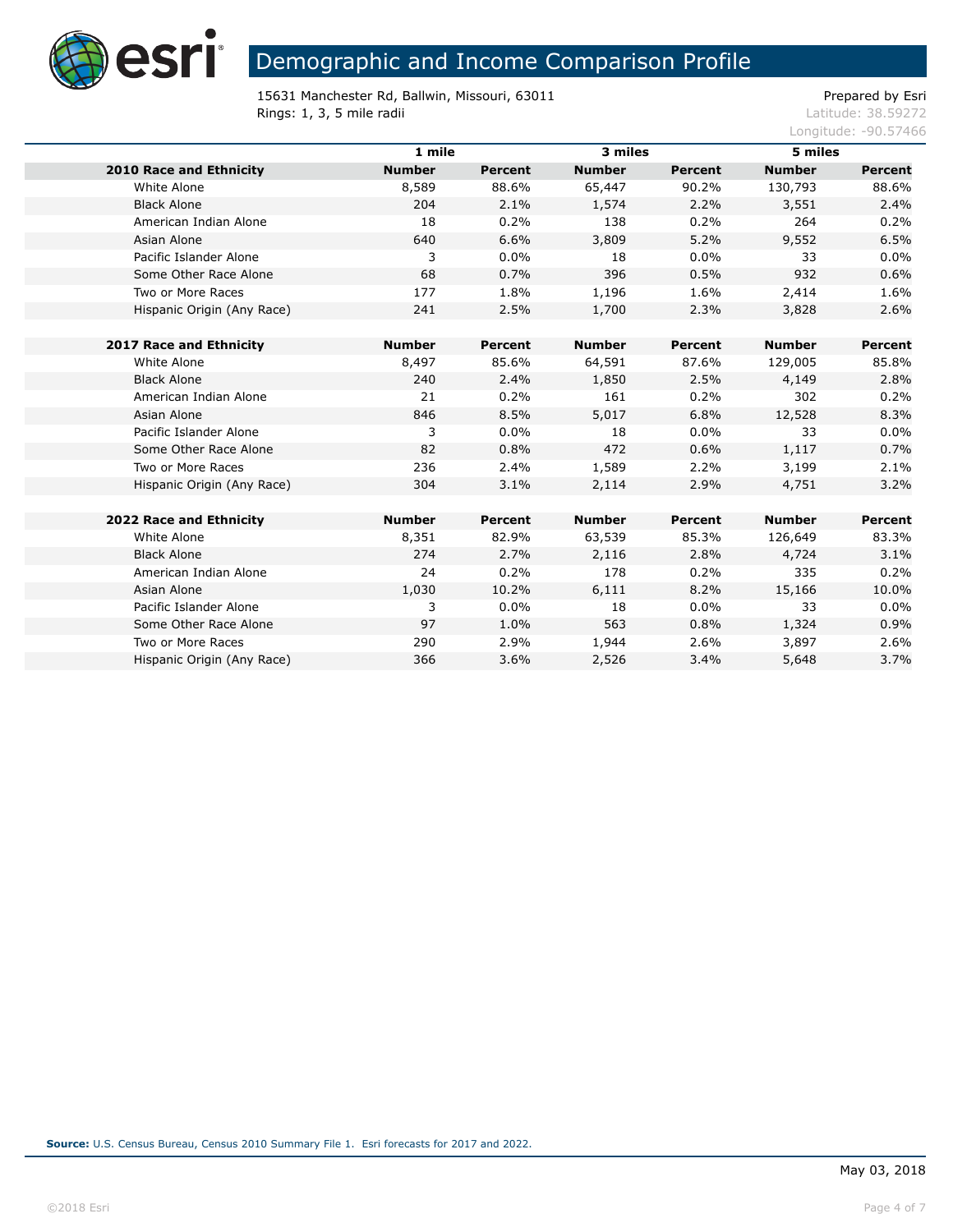# Demographic and Income Comparison Profile

15631 Manchester Rd, Ballwin, Missouri, 63011
Rings: 1, 3, 5 mile radii

Prepared by Esri
Latitude: 38.59272
Longitude: -90.57466

| | 1 mile | | 3 miles | | 5 miles | |
|---|---|---|---|---|---|---|
| **2010 Race and Ethnicity** | **Number** | **Percent** | **Number** | **Percent** | **Number** | **Percent** |
| White Alone | 8,589 | 88.6% | 65,447 | 90.2% | 130,793 | 88.6% |
| Black Alone | 204 | 2.1% | 1,574 | 2.2% | 3,551 | 2.4% |
| American Indian Alone | 18 | 0.2% | 138 | 0.2% | 264 | 0.2% |
| Asian Alone | 640 | 6.6% | 3,809 | 5.2% | 9,552 | 6.5% |
| Pacific Islander Alone | 3 | 0.0% | 18 | 0.0% | 33 | 0.0% |
| Some Other Race Alone | 68 | 0.7% | 396 | 0.5% | 932 | 0.6% |
| Two or More Races | 177 | 1.8% | 1,196 | 1.6% | 2,414 | 1.6% |
| Hispanic Origin (Any Race) | 241 | 2.5% | 1,700 | 2.3% | 3,828 | 2.6% |
| | | | | | | |
| **2017 Race and Ethnicity** | **Number** | **Percent** | **Number** | **Percent** | **Number** | **Percent** |
| White Alone | 8,497 | 85.6% | 64,591 | 87.6% | 129,005 | 85.8% |
| Black Alone | 240 | 2.4% | 1,850 | 2.5% | 4,149 | 2.8% |
| American Indian Alone | 21 | 0.2% | 161 | 0.2% | 302 | 0.2% |
| Asian Alone | 846 | 8.5% | 5,017 | 6.8% | 12,528 | 8.3% |
| Pacific Islander Alone | 3 | 0.0% | 18 | 0.0% | 33 | 0.0% |
| Some Other Race Alone | 82 | 0.8% | 472 | 0.6% | 1,117 | 0.7% |
| Two or More Races | 236 | 2.4% | 1,589 | 2.2% | 3,199 | 2.1% |
| Hispanic Origin (Any Race) | 304 | 3.1% | 2,114 | 2.9% | 4,751 | 3.2% |
| | | | | | | |
| **2022 Race and Ethnicity** | **Number** | **Percent** | **Number** | **Percent** | **Number** | **Percent** |
| White Alone | 8,351 | 82.9% | 63,539 | 85.3% | 126,649 | 83.3% |
| Black Alone | 274 | 2.7% | 2,116 | 2.8% | 4,724 | 3.1% |
| American Indian Alone | 24 | 0.2% | 178 | 0.2% | 335 | 0.2% |
| Asian Alone | 1,030 | 10.2% | 6,111 | 8.2% | 15,166 | 10.0% |
| Pacific Islander Alone | 3 | 0.0% | 18 | 0.0% | 33 | 0.0% |
| Some Other Race Alone | 97 | 1.0% | 563 | 0.8% | 1,324 | 0.9% |
| Two or More Races | 290 | 2.9% | 1,944 | 2.6% | 3,897 | 2.6% |
| Hispanic Origin (Any Race) | 366 | 3.6% | 2,526 | 3.4% | 5,648 | 3.7% |

**Source:** U.S. Census Bureau, Census 2010 Summary File 1. Esri forecasts for 2017 and 2022.

May 03, 2018

©2018 Esri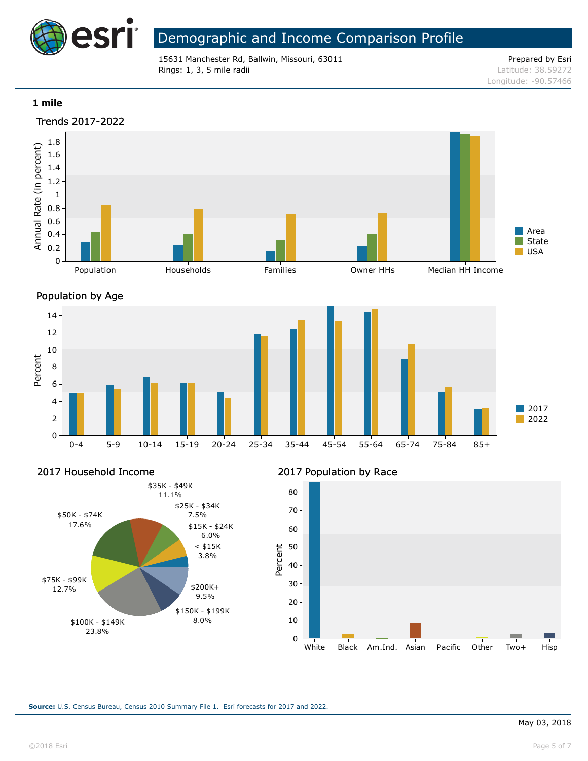# Demographic and Income Comparison Profile

15631 Manchester Rd, Ballwin, Missouri, 63011
Rings: 1, 3, 5 mile radii

Prepared by Esri
Latitude: 38.59272
Longitude: -90.57466

**1 mile**

## Trends 2017-2022

Annual Rate (in percent)

Population, Households, Families, Owner HHs, Median HH Income

Area, State, USA

## Population by Age

Percent

0-4, 5-9, 10-14, 15-19, 20-24, 25-34, 35-44, 45-54, 55-64, 65-74, 75-84, 85+

2017, 2022

## 2017 Household Income

| Income | Percent |
|---|---|
| < $15K | 3.8% |
| $15K - $24K | 6.0% |
| $25K - $34K | 7.5% |
| $35K - $49K | 11.1% |
| $50K - $74K | 17.6% |
| $75K - $99K | 12.7% |
| $100K - $149K | 23.8% |
| $150K - $199K | 8.0% |
| $200K+ | 9.5% |

## 2017 Population by Race

Percent

White, Black, Am.Ind., Asian, Pacific, Other, Two+, Hisp

**Source:** U.S. Census Bureau, Census 2010 Summary File 1. Esri forecasts for 2017 and 2022.

May 03, 2018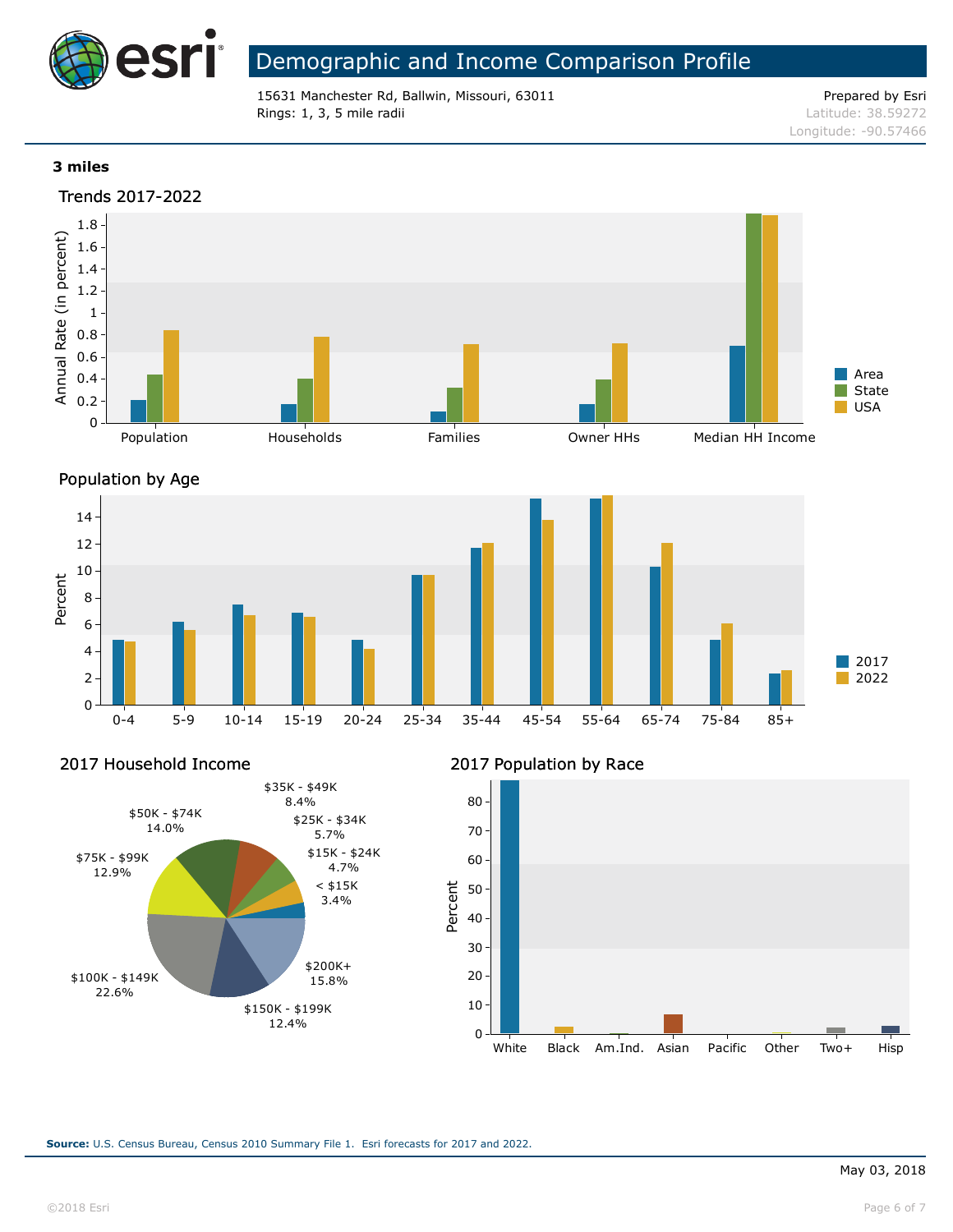# Demographic and Income Comparison Profile

15631 Manchester Rd, Ballwin, Missouri, 63011
Rings: 1, 3, 5 mile radii

Prepared by Esri
Latitude: 38.59272
Longitude: -90.57466

**3 miles**

## Trends 2017-2022

Annual Rate (in percent)

Population, Households, Families, Owner HHs, Median HH Income

Area, State, USA

## Population by Age

Percent

0-4, 5-9, 10-14, 15-19, 20-24, 25-34, 35-44, 45-54, 55-64, 65-74, 75-84, 85+

2017, 2022

## 2017 Household Income

| Income | Percent |
|---|---|
| < $15K | 3.4% |
| $15K - $24K | 4.7% |
| $25K - $34K | 5.7% |
| $35K - $49K | 8.4% |
| $50K - $74K | 14.0% |
| $75K - $99K | 12.9% |
| $100K - $149K | 22.6% |
| $150K - $199K | 12.4% |
| $200K+ | 15.8% |

## 2017 Population by Race

Percent

White, Black, Am.Ind., Asian, Pacific, Other, Two+, Hisp

**Source:** U.S. Census Bureau, Census 2010 Summary File 1. Esri forecasts for 2017 and 2022.

May 03, 2018

©2018 Esri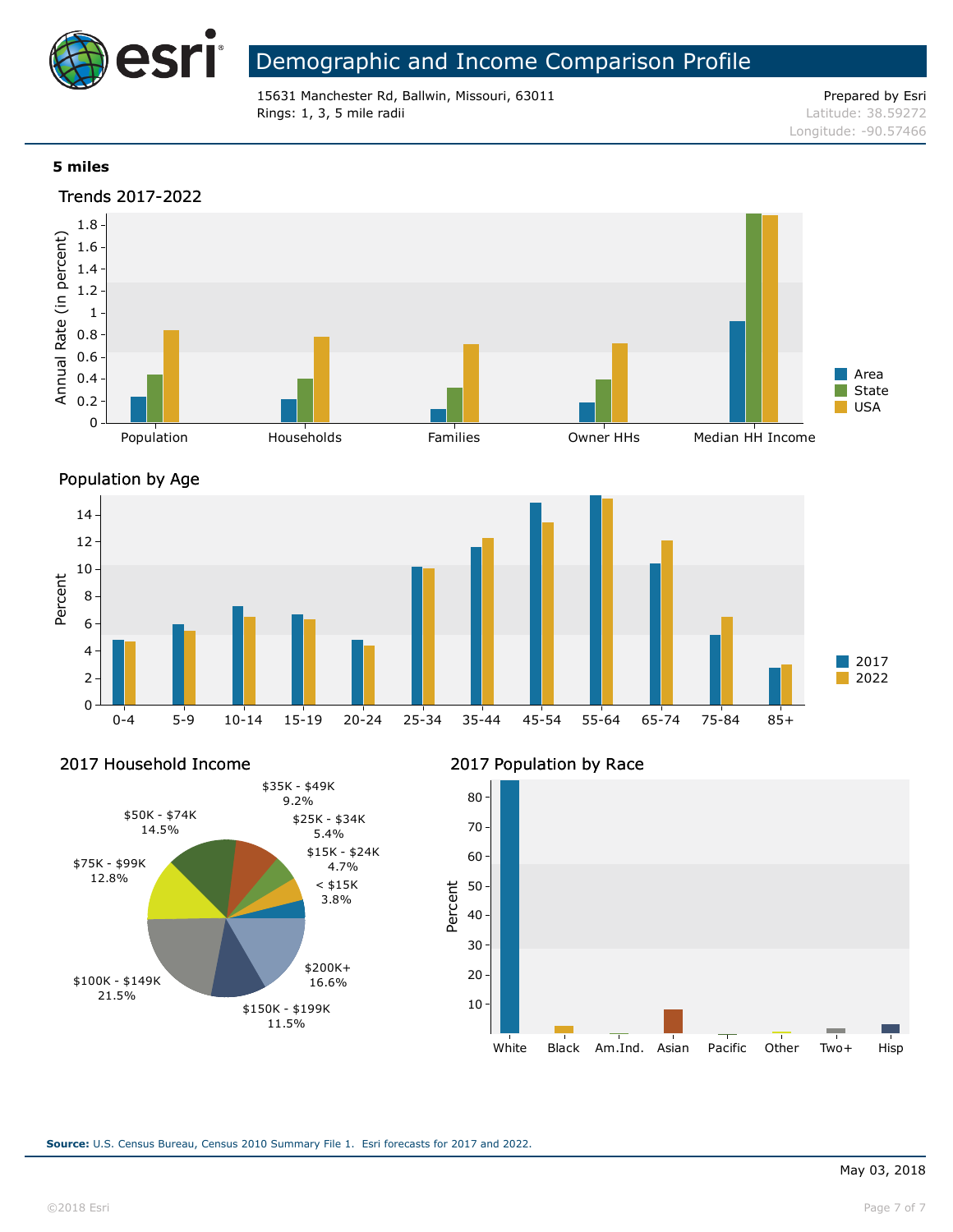# Demographic and Income Comparison Profile

15631 Manchester Rd, Ballwin, Missouri, 63011
Rings: 1, 3, 5 mile radii

Prepared by Esri
Latitude: 38.59272
Longitude: -90.57466

**5 miles**

## Trends 2017-2022

Annual Rate (in percent)
1.8
1.6
1.4
1.2
1
0.8
0.6
0.4
0.2
0

Population
Households
Families
Owner HHs
Median HH Income

Area
State
USA

## Population by Age

Percent
14
12
10
8
6
4
2
0

0-4
5-9
10-14
15-19
20-24
25-34
35-44
45-54
55-64
65-74
75-84
85+

2017
2022

## 2017 Household Income

$35K - $49K 9.2%
$50K - $74K 14.5%
$25K - $34K 5.4%
$15K - $24K 4.7%
$75K - $99K 12.8%
< $15K 3.8%
$200K+ 16.6%
$100K - $149K 21.5%
$150K - $199K 11.5%

## 2017 Population by Race

Percent
80
70
60
50
40
30
20
10

White
Black
Am.Ind.
Asian
Pacific
Other
Two+
Hisp

**Source:** U.S. Census Bureau, Census 2010 Summary File 1. Esri forecasts for 2017 and 2022.

May 03, 2018